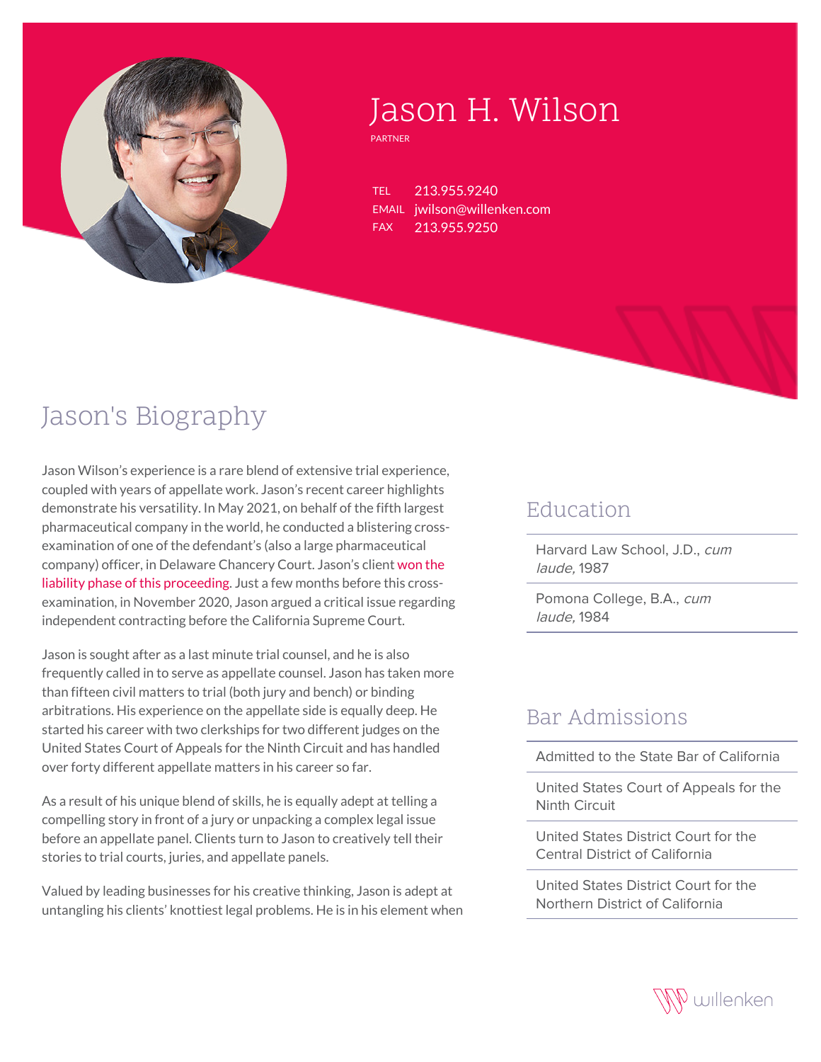# Jason H. Wilson

PARTNER

TEL 213.955.9240
EMAIL jwilson@willenken.com
FAX 213.955.9250

## Jason's Biography

Jason Wilson's experience is a rare blend of extensive trial experience, coupled with years of appellate work. Jason's recent career highlights demonstrate his versatility. In May 2021, on behalf of the fifth largest pharmaceutical company in the world, he conducted a blistering cross-examination of one of the defendant's (also a large pharmaceutical company) officer, in Delaware Chancery Court. Jason's client won the liability phase of this proceeding. Just a few months before this cross-examination, in November 2020, Jason argued a critical issue regarding independent contracting before the California Supreme Court.

Jason is sought after as a last minute trial counsel, and he is also frequently called in to serve as appellate counsel. Jason has taken more than fifteen civil matters to trial (both jury and bench) or binding arbitrations. His experience on the appellate side is equally deep. He started his career with two clerkships for two different judges on the United States Court of Appeals for the Ninth Circuit and has handled over forty different appellate matters in his career so far.

As a result of his unique blend of skills, he is equally adept at telling a compelling story in front of a jury or unpacking a complex legal issue before an appellate panel. Clients turn to Jason to creatively tell their stories to trial courts, juries, and appellate panels.

Valued by leading businesses for his creative thinking, Jason is adept at untangling his clients' knottiest legal problems. He is in his element when

## Education

- Harvard Law School, J.D., *cum laude,* 1987
- Pomona College, B.A., *cum laude,* 1984

## Bar Admissions

- Admitted to the State Bar of California
- United States Court of Appeals for the Ninth Circuit
- United States District Court for the Central District of California
- United States District Court for the Northern District of California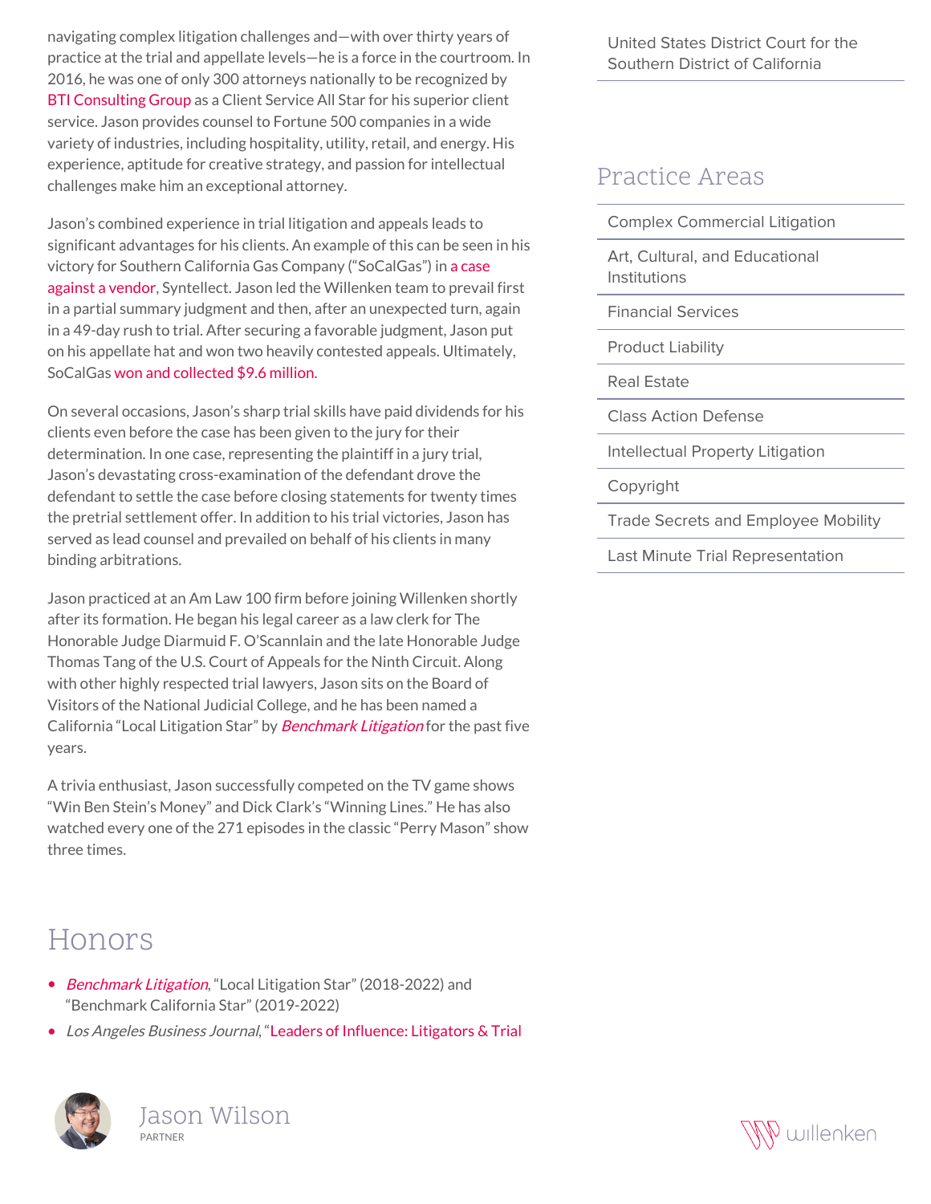navigating complex litigation challenges and—with over thirty years of practice at the trial and appellate levels—he is a force in the courtroom. In 2016, he was one of only 300 attorneys nationally to be recognized by BTI Consulting Group as a Client Service All Star for his superior client service. Jason provides counsel to Fortune 500 companies in a wide variety of industries, including hospitality, utility, retail, and energy. His experience, aptitude for creative strategy, and passion for intellectual challenges make him an exceptional attorney.

Jason's combined experience in trial litigation and appeals leads to significant advantages for his clients. An example of this can be seen in his victory for Southern California Gas Company ("SoCalGas") in a case against a vendor, Syntellect. Jason led the Willenken team to prevail first in a partial summary judgment and then, after an unexpected turn, again in a 49-day rush to trial. After securing a favorable judgment, Jason put on his appellate hat and won two heavily contested appeals. Ultimately, SoCalGas won and collected $9.6 million.

On several occasions, Jason's sharp trial skills have paid dividends for his clients even before the case has been given to the jury for their determination. In one case, representing the plaintiff in a jury trial, Jason's devastating cross-examination of the defendant drove the defendant to settle the case before closing statements for twenty times the pretrial settlement offer. In addition to his trial victories, Jason has served as lead counsel and prevailed on behalf of his clients in many binding arbitrations.

Jason practiced at an Am Law 100 firm before joining Willenken shortly after its formation. He began his legal career as a law clerk for The Honorable Judge Diarmuid F. O'Scannlain and the late Honorable Judge Thomas Tang of the U.S. Court of Appeals for the Ninth Circuit. Along with other highly respected trial lawyers, Jason sits on the Board of Visitors of the National Judicial College, and he has been named a California "Local Litigation Star" by *Benchmark Litigation* for the past five years.

A trivia enthusiast, Jason successfully competed on the TV game shows "Win Ben Stein's Money" and Dick Clark's "Winning Lines." He has also watched every one of the 271 episodes in the classic "Perry Mason" show three times.

## Honors

- *Benchmark Litigation*, "Local Litigation Star" (2018-2022) and "Benchmark California Star" (2019-2022)
- *Los Angeles Business Journal*, "Leaders of Influence: Litigators & Trial

United States District Court for the Southern District of California

## Practice Areas

- Complex Commercial Litigation
- Art, Cultural, and Educational Institutions
- Financial Services
- Product Liability
- Real Estate
- Class Action Defense
- Intellectual Property Litigation
- Copyright
- Trade Secrets and Employee Mobility
- Last Minute Trial Representation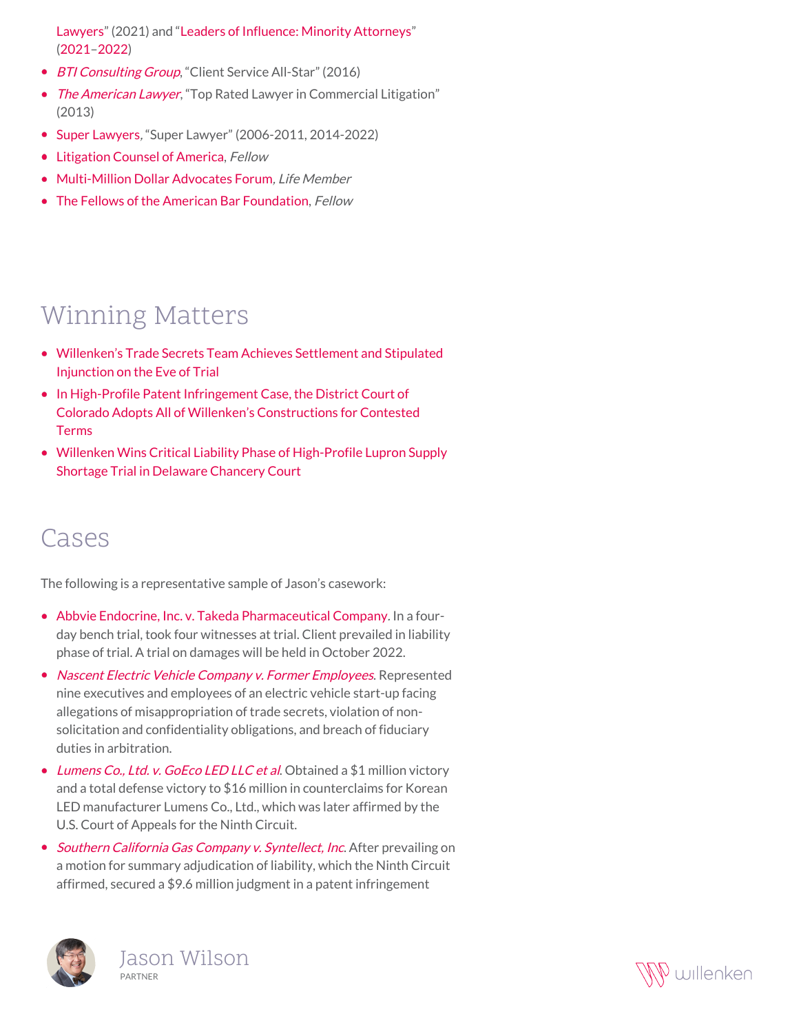Lawyers" (2021) and "Leaders of Influence: Minority Attorneys" (2021–2022)

- *BTI Consulting Group*, "Client Service All-Star" (2016)
- *The American Lawyer*, "Top Rated Lawyer in Commercial Litigation" (2013)
- Super Lawyers, "Super Lawyer" (2006-2011, 2014-2022)
- Litigation Counsel of America, *Fellow*
- Multi-Million Dollar Advocates Forum, *Life Member*
- The Fellows of the American Bar Foundation, *Fellow*

## Winning Matters

- Willenken's Trade Secrets Team Achieves Settlement and Stipulated Injunction on the Eve of Trial
- In High-Profile Patent Infringement Case, the District Court of Colorado Adopts All of Willenken's Constructions for Contested Terms
- Willenken Wins Critical Liability Phase of High-Profile Lupron Supply Shortage Trial in Delaware Chancery Court

## Cases

The following is a representative sample of Jason's casework:

- Abbvie Endocrine, Inc. v. Takeda Pharmaceutical Company. In a four-day bench trial, took four witnesses at trial. Client prevailed in liability phase of trial. A trial on damages will be held in October 2022.
- *Nascent Electric Vehicle Company v. Former Employees*. Represented nine executives and employees of an electric vehicle start-up facing allegations of misappropriation of trade secrets, violation of non-solicitation and confidentiality obligations, and breach of fiduciary duties in arbitration.
- *Lumens Co., Ltd. v. GoEco LED LLC et al.* Obtained a $1 million victory and a total defense victory to $16 million in counterclaims for Korean LED manufacturer Lumens Co., Ltd., which was later affirmed by the U.S. Court of Appeals for the Ninth Circuit.
- *Southern California Gas Company v. Syntellect, Inc*. After prevailing on a motion for summary adjudication of liability, which the Ninth Circuit affirmed, secured a $9.6 million judgment in a patent infringement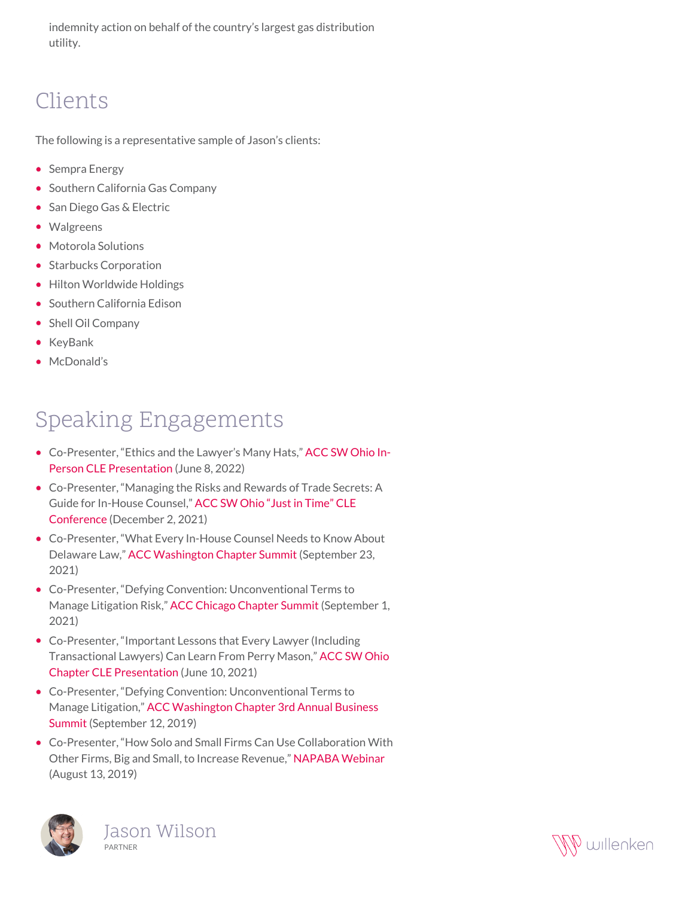indemnity action on behalf of the country's largest gas distribution utility.

## Clients

The following is a representative sample of Jason's clients:

- Sempra Energy
- Southern California Gas Company
- San Diego Gas & Electric
- Walgreens
- Motorola Solutions
- Starbucks Corporation
- Hilton Worldwide Holdings
- Southern California Edison
- Shell Oil Company
- KeyBank
- McDonald's

## Speaking Engagements

- Co-Presenter, "Ethics and the Lawyer's Many Hats," ACC SW Ohio In-Person CLE Presentation (June 8, 2022)
- Co-Presenter, "Managing the Risks and Rewards of Trade Secrets: A Guide for In-House Counsel," ACC SW Ohio "Just in Time" CLE Conference (December 2, 2021)
- Co-Presenter, "What Every In-House Counsel Needs to Know About Delaware Law," ACC Washington Chapter Summit (September 23, 2021)
- Co-Presenter, "Defying Convention: Unconventional Terms to Manage Litigation Risk," ACC Chicago Chapter Summit (September 1, 2021)
- Co-Presenter, "Important Lessons that Every Lawyer (Including Transactional Lawyers) Can Learn From Perry Mason," ACC SW Ohio Chapter CLE Presentation (June 10, 2021)
- Co-Presenter, "Defying Convention: Unconventional Terms to Manage Litigation," ACC Washington Chapter 3rd Annual Business Summit (September 12, 2019)
- Co-Presenter, "How Solo and Small Firms Can Use Collaboration With Other Firms, Big and Small, to Increase Revenue," NAPABA Webinar (August 13, 2019)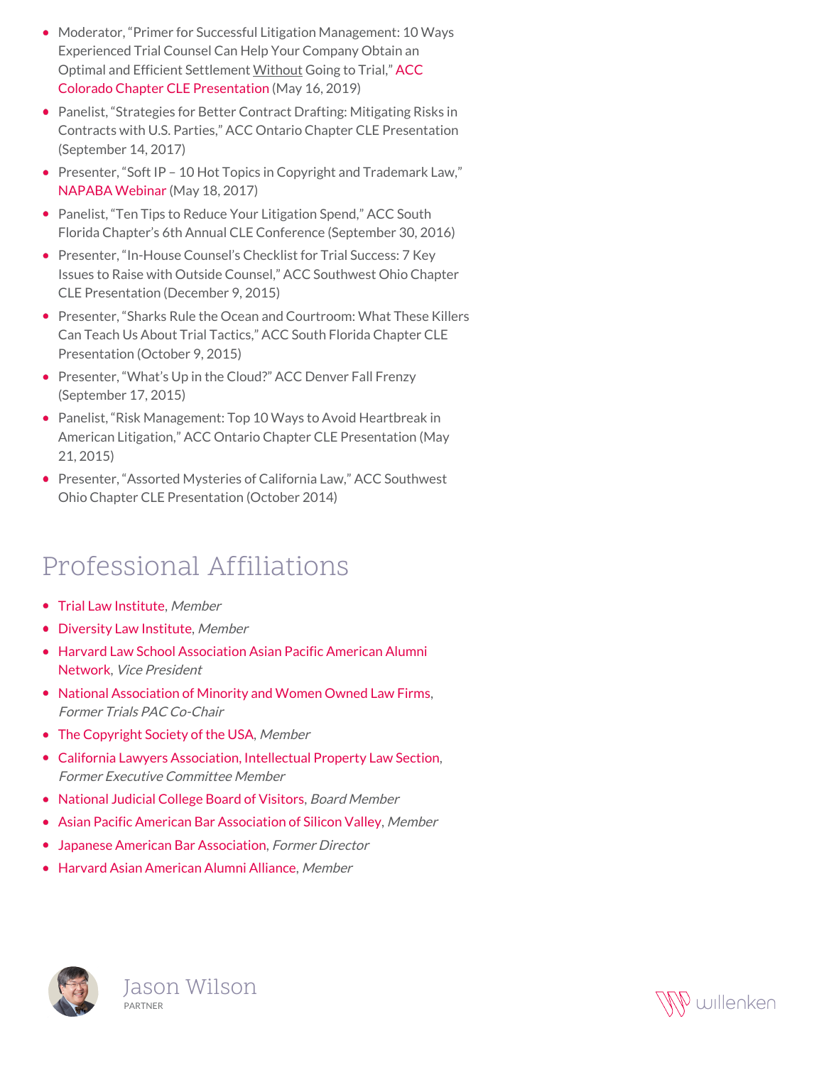- Moderator, "Primer for Successful Litigation Management: 10 Ways Experienced Trial Counsel Can Help Your Company Obtain an Optimal and Efficient Settlement Without Going to Trial," ACC Colorado Chapter CLE Presentation (May 16, 2019)
- Panelist, "Strategies for Better Contract Drafting: Mitigating Risks in Contracts with U.S. Parties," ACC Ontario Chapter CLE Presentation (September 14, 2017)
- Presenter, "Soft IP – 10 Hot Topics in Copyright and Trademark Law," NAPABA Webinar (May 18, 2017)
- Panelist, "Ten Tips to Reduce Your Litigation Spend," ACC South Florida Chapter's 6th Annual CLE Conference (September 30, 2016)
- Presenter, "In-House Counsel's Checklist for Trial Success: 7 Key Issues to Raise with Outside Counsel," ACC Southwest Ohio Chapter CLE Presentation (December 9, 2015)
- Presenter, "Sharks Rule the Ocean and Courtroom: What These Killers Can Teach Us About Trial Tactics," ACC South Florida Chapter CLE Presentation (October 9, 2015)
- Presenter, "What's Up in the Cloud?" ACC Denver Fall Frenzy (September 17, 2015)
- Panelist, "Risk Management: Top 10 Ways to Avoid Heartbreak in American Litigation," ACC Ontario Chapter CLE Presentation (May 21, 2015)
- Presenter, "Assorted Mysteries of California Law," ACC Southwest Ohio Chapter CLE Presentation (October 2014)

## Professional Affiliations

- Trial Law Institute, *Member*
- Diversity Law Institute, *Member*
- Harvard Law School Association Asian Pacific American Alumni Network, *Vice President*
- National Association of Minority and Women Owned Law Firms, *Former Trials PAC Co-Chair*
- The Copyright Society of the USA, *Member*
- California Lawyers Association, Intellectual Property Law Section, *Former Executive Committee Member*
- National Judicial College Board of Visitors, *Board Member*
- Asian Pacific American Bar Association of Silicon Valley, *Member*
- Japanese American Bar Association, *Former Director*
- Harvard Asian American Alumni Alliance, *Member*